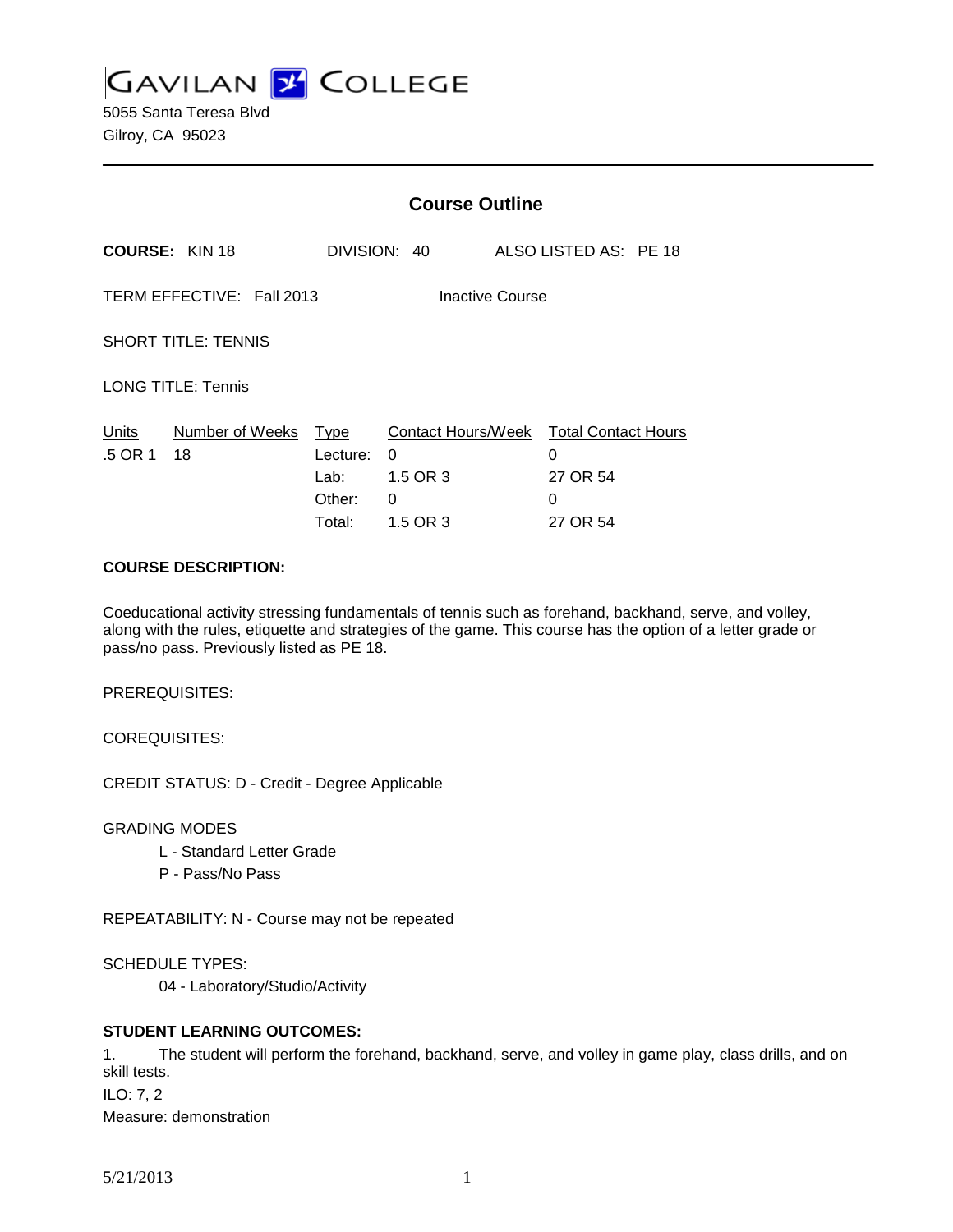# GAVILAN COLLEGE

5055 Santa Teresa Blvd
Gilroy, CA 95023

## Course Outline

**COURSE:** KIN 18 DIVISION: 40 ALSO LISTED AS: PE 18

TERM EFFECTIVE: Fall 2013 Inactive Course

SHORT TITLE: TENNIS

LONG TITLE: Tennis

| Units | Number of Weeks | Type | Contact Hours/Week | Total Contact Hours |
|---|---|---|---|---|
| .5 OR 1 | 18 | Lecture: | 0 | 0 |
| | | Lab: | 1.5 OR 3 | 27 OR 54 |
| | | Other: | 0 | 0 |
| | | Total: | 1.5 OR 3 | 27 OR 54 |

**COURSE DESCRIPTION:**

Coeducational activity stressing fundamentals of tennis such as forehand, backhand, serve, and volley, along with the rules, etiquette and strategies of the game. This course has the option of a letter grade or pass/no pass. Previously listed as PE 18.

PREREQUISITES:

COREQUISITES:

CREDIT STATUS: D - Credit - Degree Applicable

GRADING MODES

L - Standard Letter Grade
P - Pass/No Pass

REPEATABILITY: N - Course may not be repeated

SCHEDULE TYPES:

04 - Laboratory/Studio/Activity

**STUDENT LEARNING OUTCOMES:**

1. The student will perform the forehand, backhand, serve, and volley in game play, class drills, and on skill tests.

ILO: 7, 2

Measure: demonstration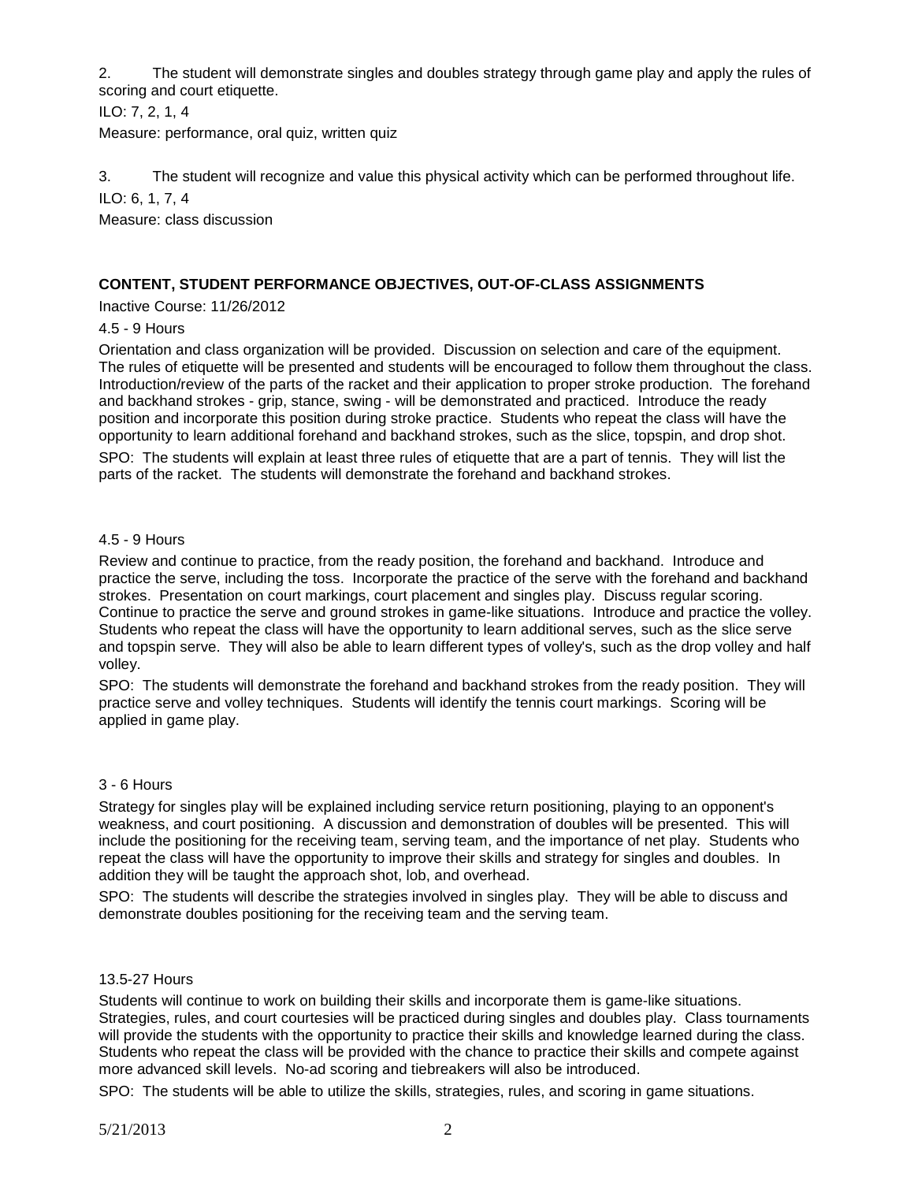2. The student will demonstrate singles and doubles strategy through game play and apply the rules of scoring and court etiquette.

ILO: 7, 2, 1, 4

Measure: performance, oral quiz, written quiz

3. The student will recognize and value this physical activity which can be performed throughout life.

ILO: 6, 1, 7, 4

Measure: class discussion

**CONTENT, STUDENT PERFORMANCE OBJECTIVES, OUT-OF-CLASS ASSIGNMENTS**

Inactive Course: 11/26/2012

4.5 - 9 Hours

Orientation and class organization will be provided. Discussion on selection and care of the equipment. The rules of etiquette will be presented and students will be encouraged to follow them throughout the class. Introduction/review of the parts of the racket and their application to proper stroke production. The forehand and backhand strokes - grip, stance, swing - will be demonstrated and practiced. Introduce the ready position and incorporate this position during stroke practice. Students who repeat the class will have the opportunity to learn additional forehand and backhand strokes, such as the slice, topspin, and drop shot.

SPO: The students will explain at least three rules of etiquette that are a part of tennis. They will list the parts of the racket. The students will demonstrate the forehand and backhand strokes.

4.5 - 9 Hours

Review and continue to practice, from the ready position, the forehand and backhand. Introduce and practice the serve, including the toss. Incorporate the practice of the serve with the forehand and backhand strokes. Presentation on court markings, court placement and singles play. Discuss regular scoring. Continue to practice the serve and ground strokes in game-like situations. Introduce and practice the volley. Students who repeat the class will have the opportunity to learn additional serves, such as the slice serve and topspin serve. They will also be able to learn different types of volley's, such as the drop volley and half volley.

SPO: The students will demonstrate the forehand and backhand strokes from the ready position. They will practice serve and volley techniques. Students will identify the tennis court markings. Scoring will be applied in game play.

3 - 6 Hours

Strategy for singles play will be explained including service return positioning, playing to an opponent's weakness, and court positioning. A discussion and demonstration of doubles will be presented. This will include the positioning for the receiving team, serving team, and the importance of net play. Students who repeat the class will have the opportunity to improve their skills and strategy for singles and doubles. In addition they will be taught the approach shot, lob, and overhead.

SPO: The students will describe the strategies involved in singles play. They will be able to discuss and demonstrate doubles positioning for the receiving team and the serving team.

13.5-27 Hours

Students will continue to work on building their skills and incorporate them is game-like situations. Strategies, rules, and court courtesies will be practiced during singles and doubles play. Class tournaments will provide the students with the opportunity to practice their skills and knowledge learned during the class. Students who repeat the class will be provided with the chance to practice their skills and compete against more advanced skill levels. No-ad scoring and tiebreakers will also be introduced.

SPO: The students will be able to utilize the skills, strategies, rules, and scoring in game situations.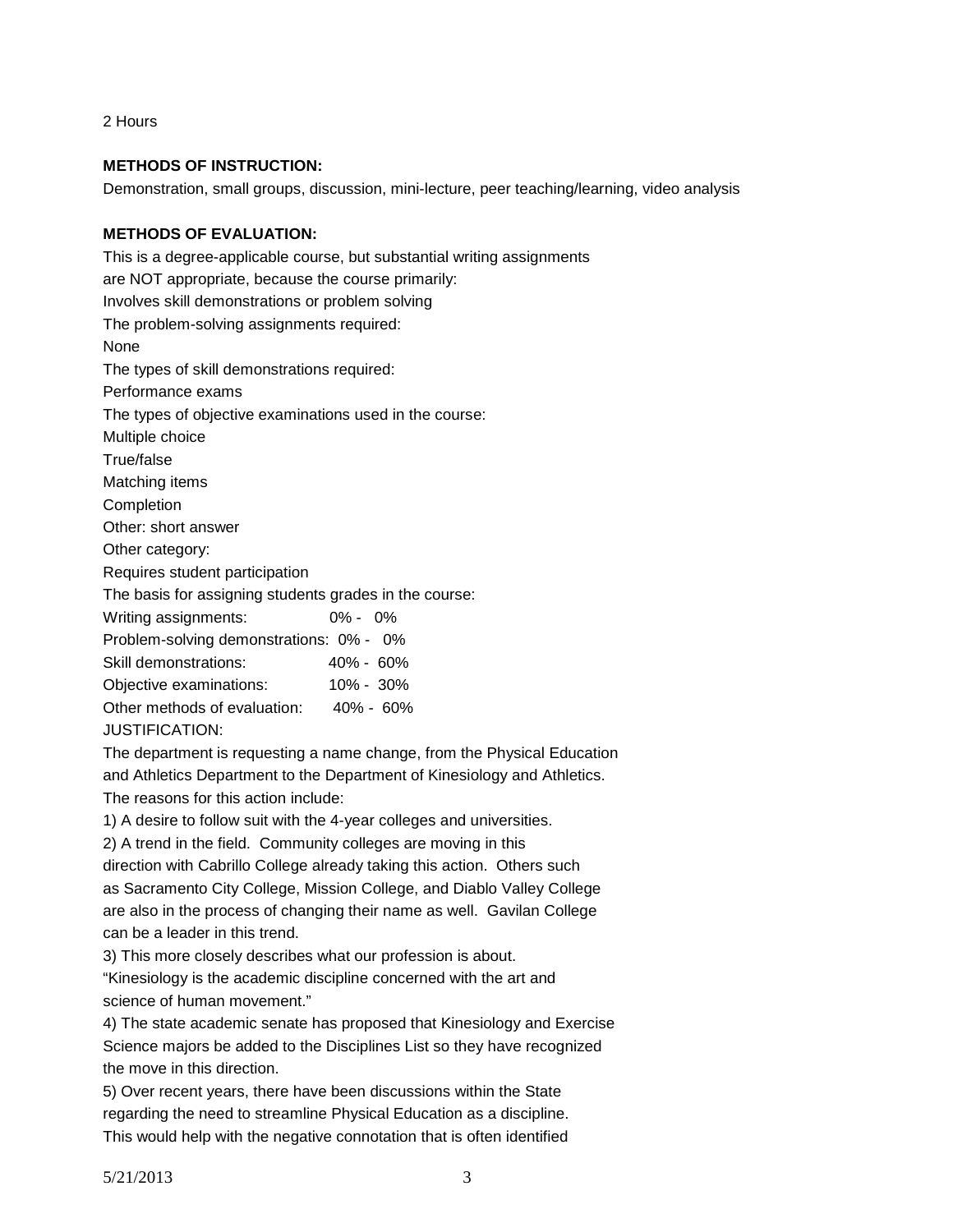2 Hours

**METHODS OF INSTRUCTION:**

Demonstration, small groups, discussion, mini-lecture, peer teaching/learning, video analysis

**METHODS OF EVALUATION:**

This is a degree-applicable course, but substantial writing assignments
are NOT appropriate, because the course primarily:
Involves skill demonstrations or problem solving
The problem-solving assignments required:
None
The types of skill demonstrations required:
Performance exams
The types of objective examinations used in the course:
Multiple choice
True/false
Matching items
Completion
Other: short answer
Other category:
Requires student participation
The basis for assigning students grades in the course:

| | |
|---|---|
| Writing assignments: | 0% - 0% |
| Problem-solving demonstrations: | 0% - 0% |
| Skill demonstrations: | 40% - 60% |
| Objective examinations: | 10% - 30% |
| Other methods of evaluation: | 40% - 60% |

JUSTIFICATION:

The department is requesting a name change, from the Physical Education
and Athletics Department to the Department of Kinesiology and Athletics.
The reasons for this action include:

1) A desire to follow suit with the 4-year colleges and universities.
2) A trend in the field. Community colleges are moving in this
direction with Cabrillo College already taking this action. Others such
as Sacramento City College, Mission College, and Diablo Valley College
are also in the process of changing their name as well. Gavilan College
can be a leader in this trend.
3) This more closely describes what our profession is about.
"Kinesiology is the academic discipline concerned with the art and
science of human movement."
4) The state academic senate has proposed that Kinesiology and Exercise
Science majors be added to the Disciplines List so they have recognized
the move in this direction.
5) Over recent years, there have been discussions within the State
regarding the need to streamline Physical Education as a discipline.
This would help with the negative connotation that is often identified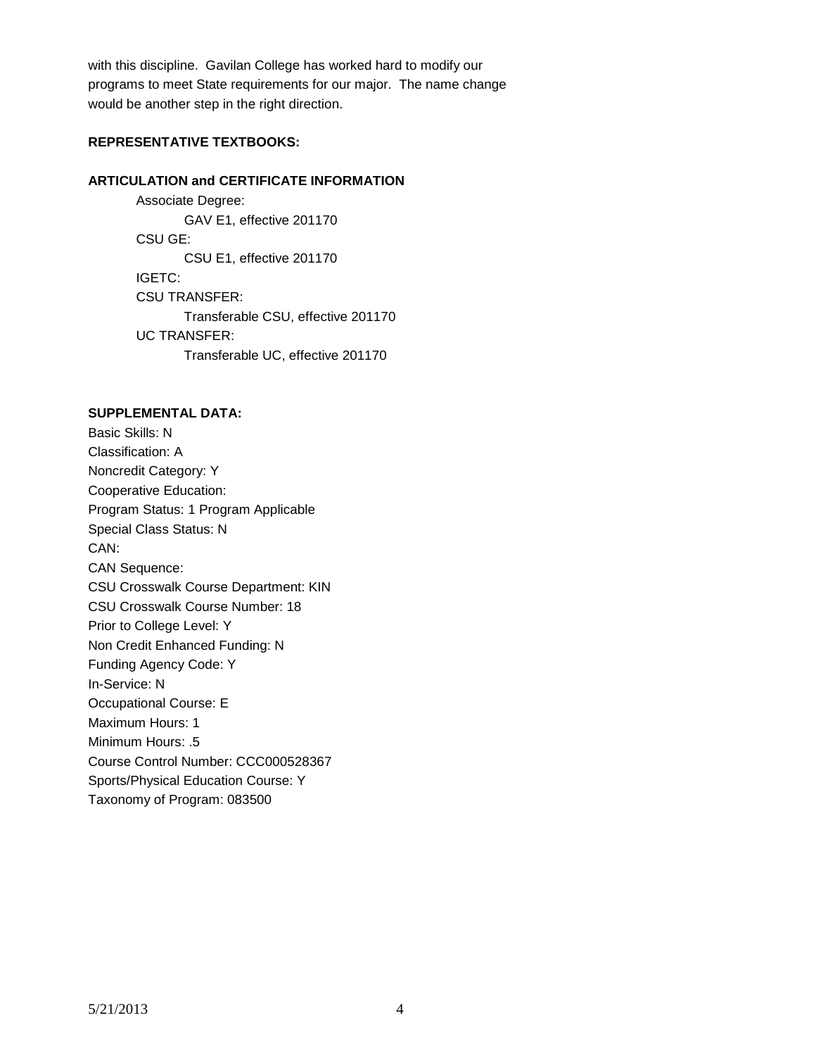with this discipline. Gavilan College has worked hard to modify our programs to meet State requirements for our major. The name change would be another step in the right direction.

**REPRESENTATIVE TEXTBOOKS:**

**ARTICULATION and CERTIFICATE INFORMATION**

Associate Degree:
  GAV E1, effective 201170
CSU GE:
  CSU E1, effective 201170
IGETC:
CSU TRANSFER:
  Transferable CSU, effective 201170
UC TRANSFER:
  Transferable UC, effective 201170

**SUPPLEMENTAL DATA:**

Basic Skills: N
Classification: A
Noncredit Category: Y
Cooperative Education:
Program Status: 1 Program Applicable
Special Class Status: N
CAN:
CAN Sequence:
CSU Crosswalk Course Department: KIN
CSU Crosswalk Course Number: 18
Prior to College Level: Y
Non Credit Enhanced Funding: N
Funding Agency Code: Y
In-Service: N
Occupational Course: E
Maximum Hours: 1
Minimum Hours: .5
Course Control Number: CCC000528367
Sports/Physical Education Course: Y
Taxonomy of Program: 083500